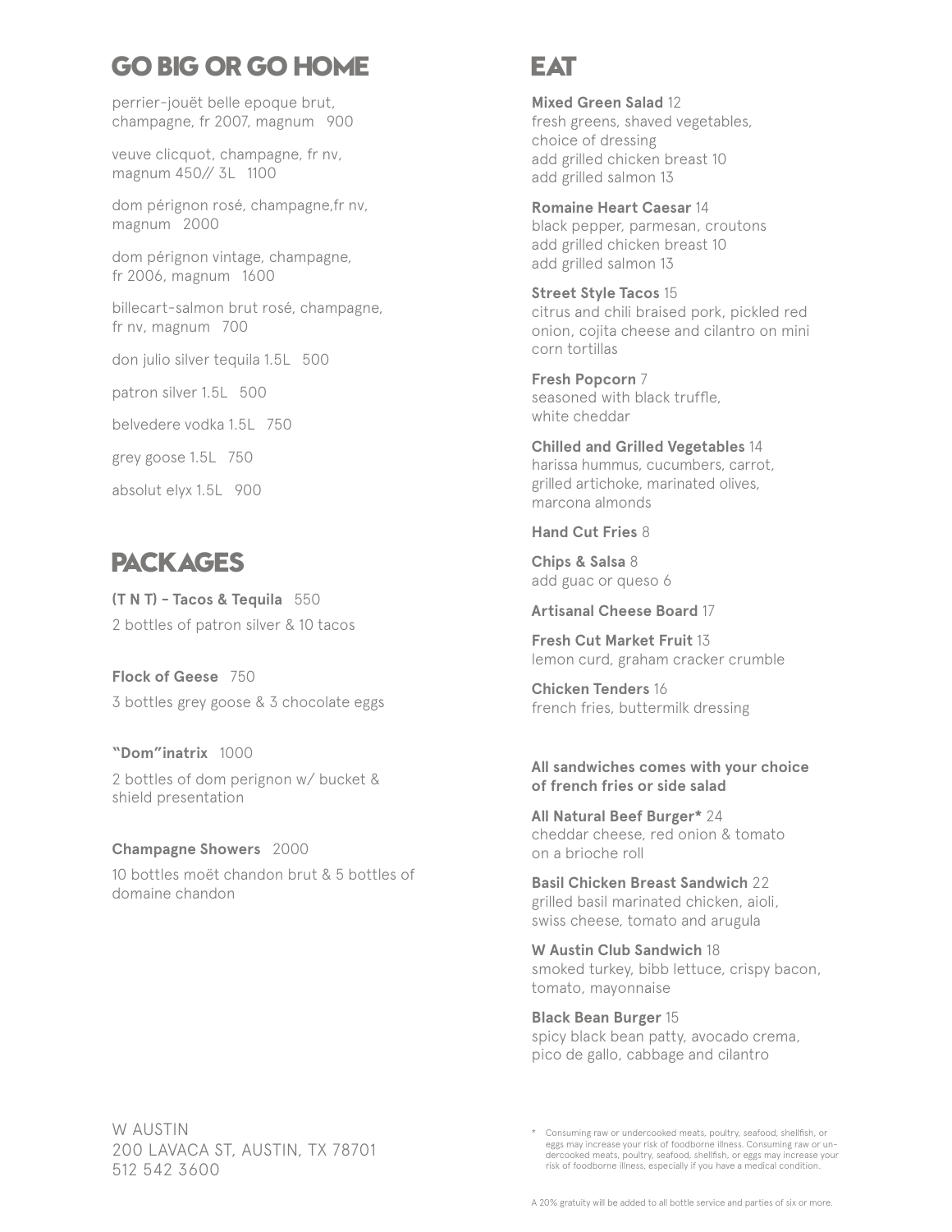## GO BIG OR GO HOME

perrier-jouët belle epoque brut, champagne, fr 2007, magnum 900

veuve clicquot, champagne, fr nv, magnum 450// 3L 1100

dom pérignon rosé, champagne,fr nv, magnum 2000

dom pérignon vintage, champagne, fr 2006, magnum 1600

billecart-salmon brut rosé, champagne, fr nv, magnum 700

don julio silver tequila 1.5L 500

patron silver 1.5L 500

belvedere vodka 1.5L 750

grey goose 1.5L 750

absolut elyx 1.5L 900

## PACKAGES

**(T N T) – Tacos & Tequila** 550
2 bottles of patron silver & 10 tacos

**Flock of Geese** 750
3 bottles grey goose & 3 chocolate eggs

**"Dom"inatrix** 1000
2 bottles of dom perignon w/ bucket & shield presentation

**Champagne Showers** 2000
10 bottles moët chandon brut & 5 bottles of domaine chandon

W AUSTIN
200 LAVACA ST, AUSTIN, TX 78701
512 542 3600

## EAT

**Mixed Green Salad** 12
fresh greens, shaved vegetables, choice of dressing
add grilled chicken breast 10
add grilled salmon 13

**Romaine Heart Caesar** 14
black pepper, parmesan, croutons
add grilled chicken breast 10
add grilled salmon 13

**Street Style Tacos** 15
citrus and chili braised pork, pickled red onion, cojita cheese and cilantro on mini corn tortillas

**Fresh Popcorn** 7
seasoned with black truffle, white cheddar

**Chilled and Grilled Vegetables** 14
harissa hummus, cucumbers, carrot, grilled artichoke, marinated olives, marcona almonds

**Hand Cut Fries** 8

**Chips & Salsa** 8
add guac or queso 6

**Artisanal Cheese Board** 17

**Fresh Cut Market Fruit** 13
lemon curd, graham cracker crumble

**Chicken Tenders** 16
french fries, buttermilk dressing

**All sandwiches comes with your choice of french fries or side salad**

**All Natural Beef Burger*** 24
cheddar cheese, red onion & tomato on a brioche roll

**Basil Chicken Breast Sandwich** 22
grilled basil marinated chicken, aioli, swiss cheese, tomato and arugula

**W Austin Club Sandwich** 18
smoked turkey, bibb lettuce, crispy bacon, tomato, mayonnaise

**Black Bean Burger** 15
spicy black bean patty, avocado crema, pico de gallo, cabbage and cilantro

* Consuming raw or undercooked meats, poultry, seafood, shellfish, or eggs may increase your risk of foodborne illness. Consuming raw or undercooked meats, poultry, seafood, shellfish, or eggs may increase your risk of foodborne illness, especially if you have a medical condition.

A 20% gratuity will be added to all bottle service and parties of six or more.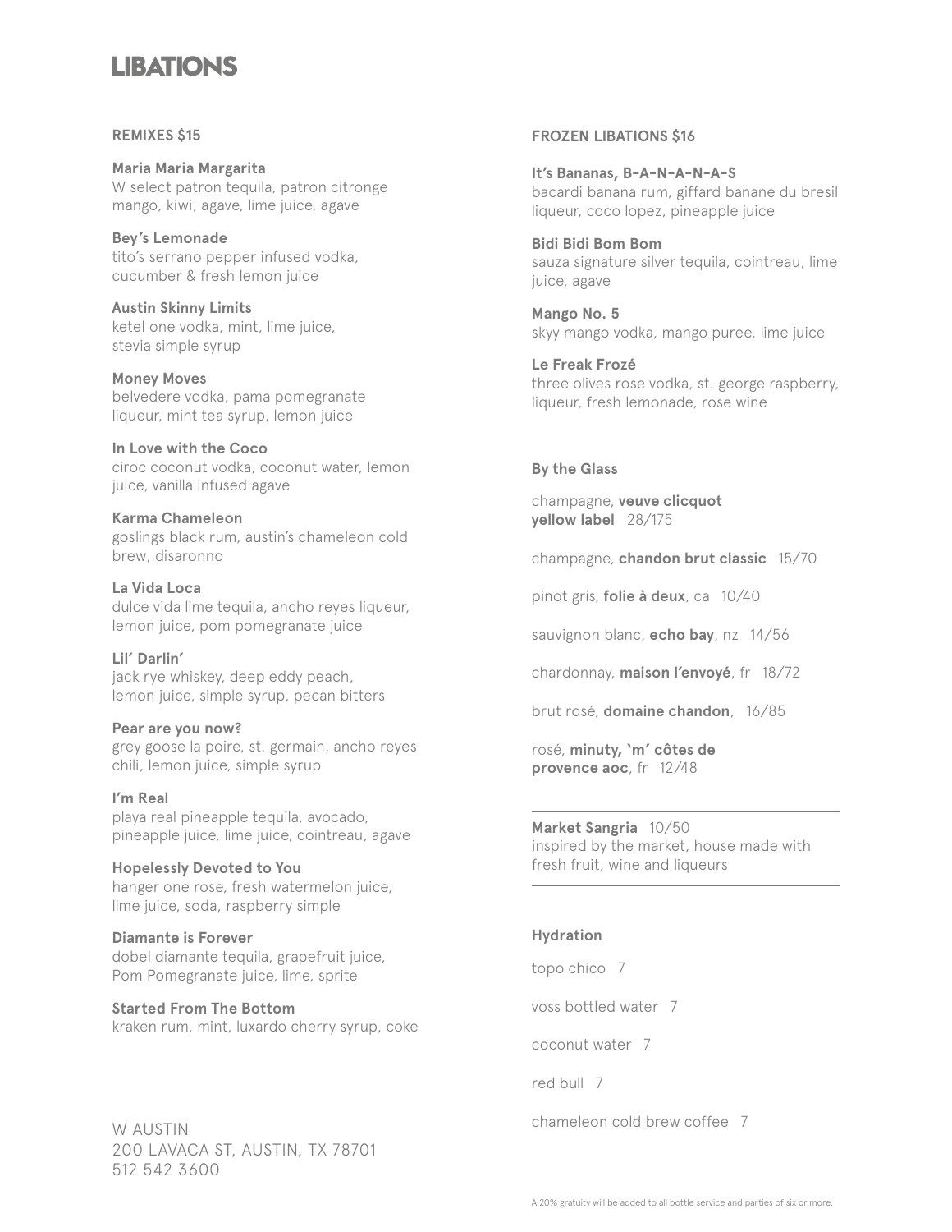# LIBATIONS

## REMIXES $15

**Maria Maria Margarita**
W select patron tequila, patron citronge mango, kiwi, agave, lime juice, agave

**Bey's Lemonade**
tito's serrano pepper infused vodka, cucumber & fresh lemon juice

**Austin Skinny Limits**
ketel one vodka, mint, lime juice, stevia simple syrup

**Money Moves**
belvedere vodka, pama pomegranate liqueur, mint tea syrup, lemon juice

**In Love with the Coco**
ciroc coconut vodka, coconut water, lemon juice, vanilla infused agave

**Karma Chameleon**
goslings black rum, austin's chameleon cold brew, disaronno

**La Vida Loca**
dulce vida lime tequila, ancho reyes liqueur, lemon juice, pom pomegranate juice

**Lil' Darlin'**
jack rye whiskey, deep eddy peach, lemon juice, simple syrup, pecan bitters

**Pear are you now?**
grey goose la poire, st. germain, ancho reyes chili, lemon juice, simple syrup

**I'm Real**
playa real pineapple tequila, avocado, pineapple juice, lime juice, cointreau, agave

**Hopelessly Devoted to You**
hanger one rose, fresh watermelon juice, lime juice, soda, raspberry simple

**Diamante is Forever**
dobel diamante tequila, grapefruit juice, Pom Pomegranate juice, lime, sprite

**Started From The Bottom**
kraken rum, mint, luxardo cherry syrup, coke

W AUSTIN
200 LAVACA ST, AUSTIN, TX 78701
512 542 3600

## FROZEN LIBATIONS $16

**It's Bananas, B-A-N-A-N-A-S**
bacardi banana rum, giffard banane du bresil liqueur, coco lopez, pineapple juice

**Bidi Bidi Bom Bom**
sauza signature silver tequila, cointreau, lime juice, agave

**Mango No. 5**
skyy mango vodka, mango puree, lime juice

**Le Freak Frozé**
three olives rose vodka, st. george raspberry, liqueur, fresh lemonade, rose wine

## By the Glass

champagne, **veuve clicquot yellow label** 28/175

champagne, **chandon brut classic** 15/70

pinot gris, **folie à deux**, ca 10/40

sauvignon blanc, **echo bay**, nz 14/56

chardonnay, **maison l'envoyé**, fr 18/72

brut rosé, **domaine chandon**, 16/85

rosé, **minuty, 'm' côtes de provence aoc**, fr 12/48

---

**Market Sangria** 10/50
inspired by the market, house made with fresh fruit, wine and liqueurs

---

## Hydration

topo chico 7

voss bottled water 7

coconut water 7

red bull 7

chameleon cold brew coffee 7

A 20% gratuity will be added to all bottle service and parties of six or more.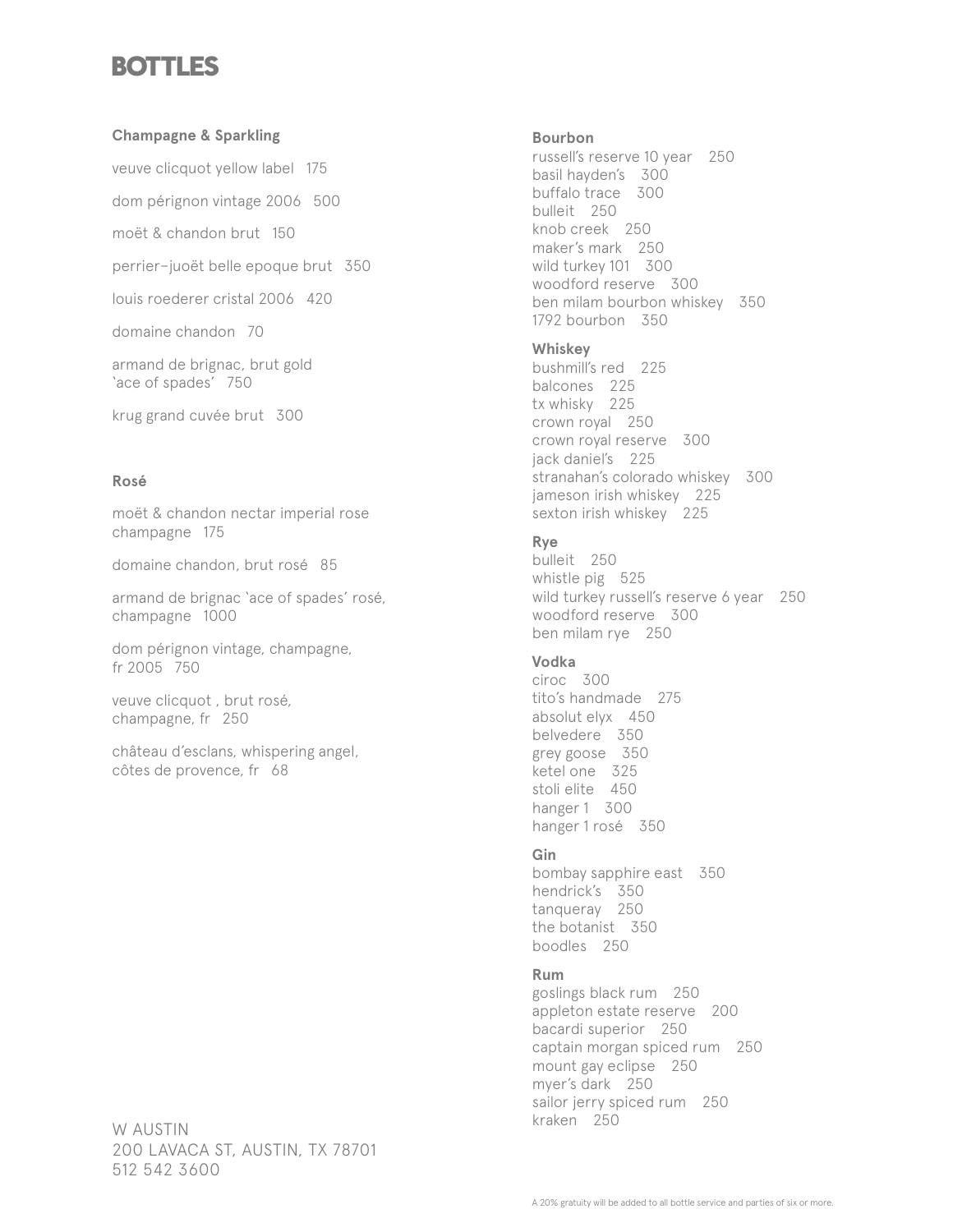# BOTTLES

### Champagne & Sparkling

veuve clicquot yellow label 175

dom pérignon vintage 2006 500

moët & chandon brut 150

perrier-juoët belle epoque brut 350

louis roederer cristal 2006 420

domaine chandon 70

armand de brignac, brut gold 'ace of spades' 750

krug grand cuvée brut 300

### Rosé

moët & chandon nectar imperial rose champagne 175

domaine chandon, brut rosé 85

armand de brignac 'ace of spades' rosé, champagne 1000

dom pérignon vintage, champagne, fr 2005 750

veuve clicquot , brut rosé, champagne, fr 250

château d'esclans, whispering angel, côtes de provence, fr 68

W AUSTIN
200 LAVACA ST, AUSTIN, TX 78701
512 542 3600

### Bourbon

russell's reserve 10 year 250
basil hayden's 300
buffalo trace 300
bulleit 250
knob creek 250
maker's mark 250
wild turkey 101 300
woodford reserve 300
ben milam bourbon whiskey 350
1792 bourbon 350

### Whiskey

bushmill's red 225
balcones 225
tx whisky 225
crown royal 250
crown royal reserve 300
jack daniel's 225
stranahan's colorado whiskey 300
jameson irish whiskey 225
sexton irish whiskey 225

### Rye

bulleit 250
whistle pig 525
wild turkey russell's reserve 6 year 250
woodford reserve 300
ben milam rye 250

### Vodka

ciroc 300
tito's handmade 275
absolut elyx 450
belvedere 350
grey goose 350
ketel one 325
stoli elite 450
hanger 1 300
hanger 1 rosé 350

### Gin

bombay sapphire east 350
hendrick's 350
tanqueray 250
the botanist 350
boodles 250

### Rum

goslings black rum 250
appleton estate reserve 200
bacardi superior 250
captain morgan spiced rum 250
mount gay eclipse 250
myer's dark 250
sailor jerry spiced rum 250
kraken 250

A 20% gratuity will be added to all bottle service and parties of six or more.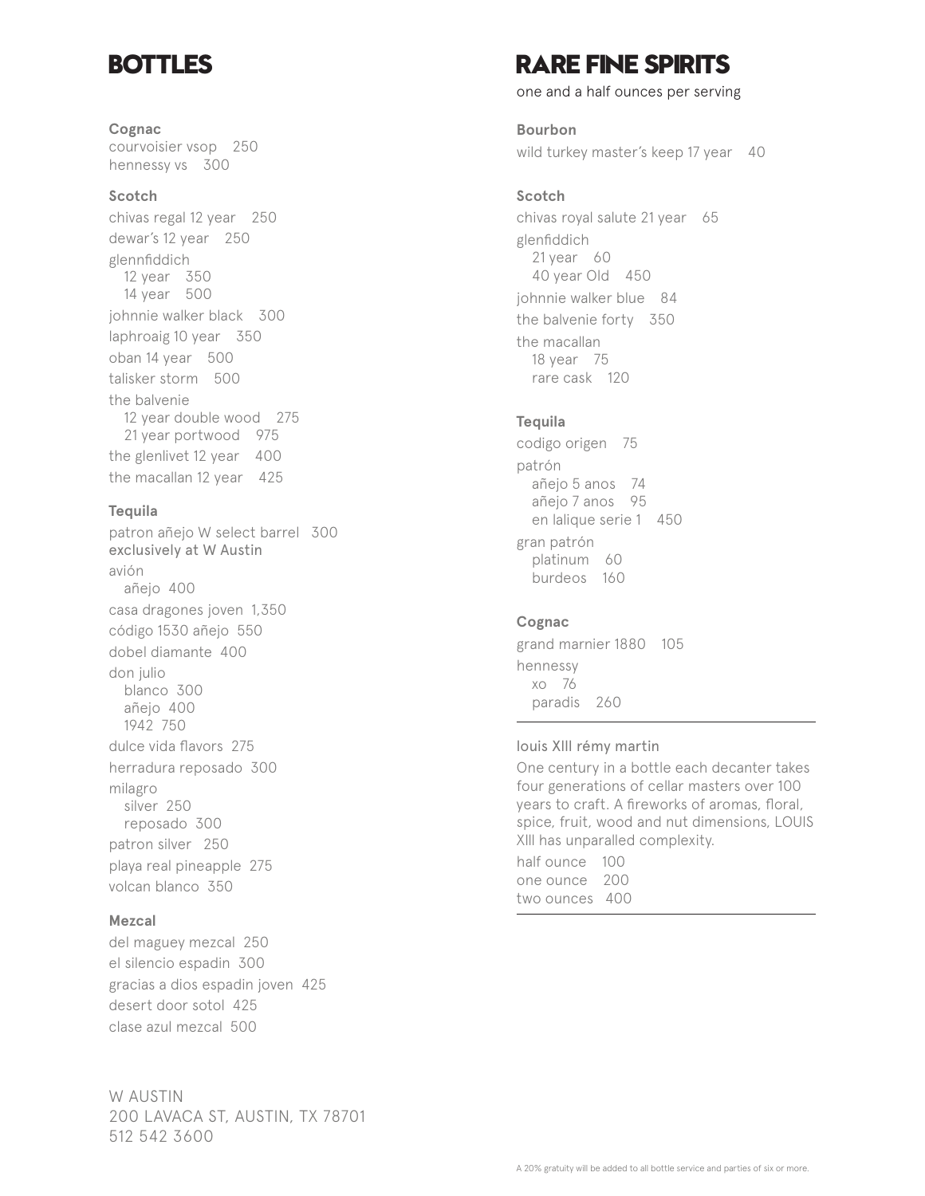## BOTTLES

### Cognac

courvoisier vsop 250
hennessy vs 300

### Scotch

chivas regal 12 year 250
dewar's 12 year 250
glennfiddich
- 12 year 350
- 14 year 500

johnnie walker black 300
laphroaig 10 year 350
oban 14 year 500
talisker storm 500
the balvenie
- 12 year double wood 275
- 21 year portwood 975

the glenlivet 12 year 400
the macallan 12 year 425

### Tequila

patron añejo W select barrel 300
exclusively at W Austin
avión
- añejo 400

casa dragones joven 1,350
código 1530 añejo 550
dobel diamante 400
don julio
- blanco 300
- añejo 400
- 1942 750

dulce vida flavors 275
herradura reposado 300
milagro
- silver 250
- reposado 300

patron silver 250
playa real pineapple 275
volcan blanco 350

### Mezcal

del maguey mezcal 250
el silencio espadin 300
gracias a dios espadin joven 425
desert door sotol 425
clase azul mezcal 500

W AUSTIN
200 LAVACA ST, AUSTIN, TX 78701
512 542 3600

## RARE FINE SPIRITS

one and a half ounces per serving

### Bourbon

wild turkey master's keep 17 year 40

### Scotch

chivas royal salute 21 year 65
glenfiddich
- 21 year 60
- 40 year Old 450

johnnie walker blue 84
the balvenie forty 350
the macallan
- 18 year 75
- rare cask 120

### Tequila

codigo origen 75
patrón
- añejo 5 anos 74
- añejo 7 anos 95
- en lalique serie 1 450

gran patrón
- platinum 60
- burdeos 160

### Cognac

grand marnier 1880 105
hennessy
- xo 76
- paradis 260

---

louis XIII rémy martin

One century in a bottle each decanter takes four generations of cellar masters over 100 years to craft. A fireworks of aromas, floral, spice, fruit, wood and nut dimensions, LOUIS XIII has unparalled complexity.

half ounce 100
one ounce 200
two ounces 400

---

A 20% gratuity will be added to all bottle service and parties of six or more.